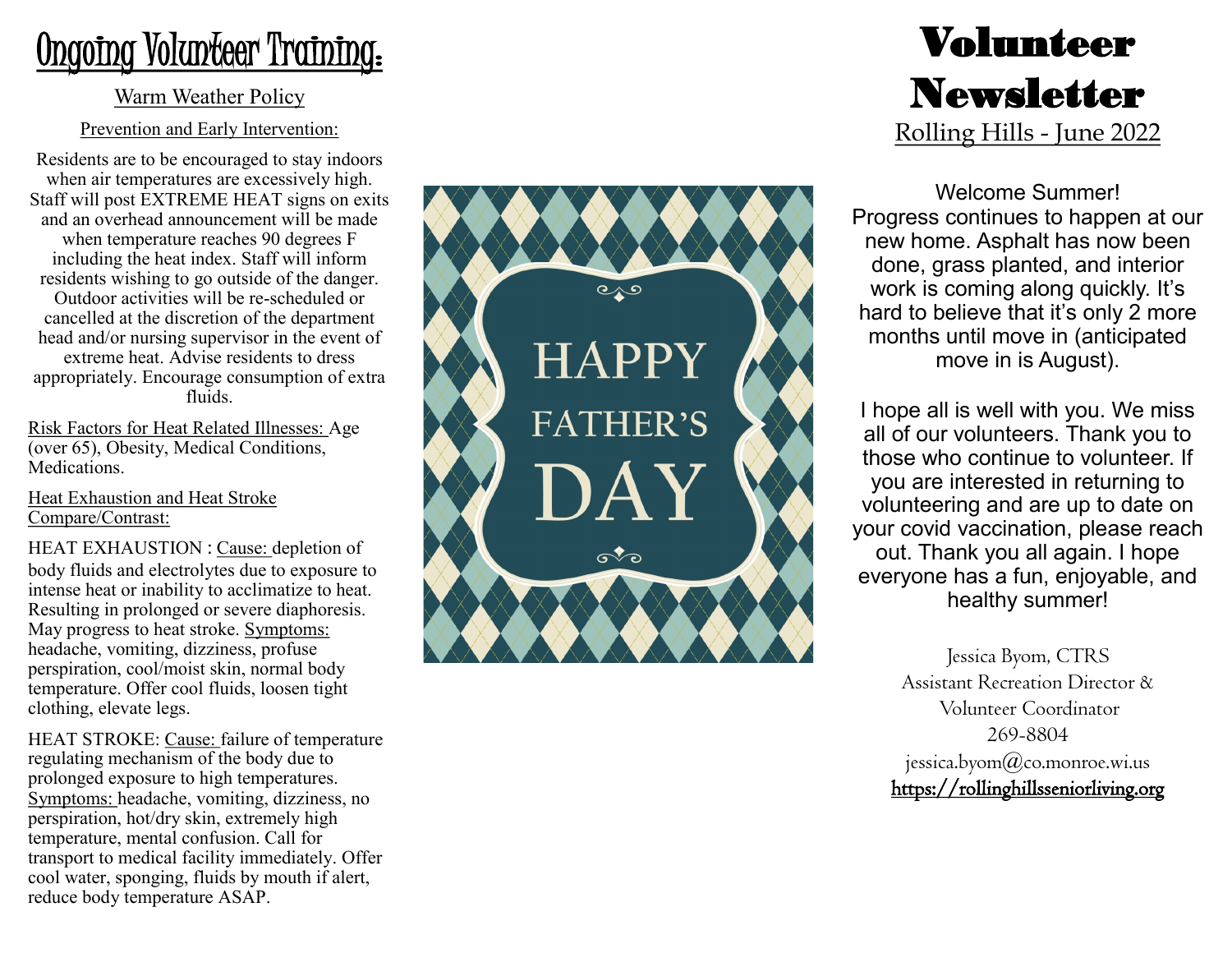# Ongoing Volunteer Training:

## Warm Weather Policy

### Prevention and Early Intervention:

Residents are to be encouraged to stay indoors when air temperatures are excessively high. Staff will post EXTREME HEAT signs on exits and an overhead announcement will be made when temperature reaches 90 degrees F including the heat index. Staff will inform residents wishing to go outside of the danger. Outdoor activities will be re-scheduled or cancelled at the discretion of the department head and/or nursing supervisor in the event of extreme heat. Advise residents to dress appropriately. Encourage consumption of extra fluids.

Risk Factors for Heat Related Illnesses: Age (over 65), Obesity, Medical Conditions, Medications.

Heat Exhaustion and Heat Stroke Compare/Contrast:

HEAT EXHAUSTION : Cause: depletion of body fluids and electrolytes due to exposure to intense heat or inability to acclimatize to heat. Resulting in prolonged or severe diaphoresis. May progress to heat stroke. Symptoms: headache, vomiting, dizziness, profuse perspiration, cool/moist skin, normal body temperature. Offer cool fluids, loosen tight clothing, elevate legs.

HEAT STROKE: Cause: failure of temperature regulating mechanism of the body due to prolonged exposure to high temperatures. Symptoms: headache, vomiting, dizziness, no perspiration, hot/dry skin, extremely high temperature, mental confusion. Call for transport to medical facility immediately. Offer cool water, sponging, fluids by mouth if alert, reduce body temperature ASAP.

HAPPY FATHER'S DAY

# Volunteer Newsletter

Rolling Hills - June 2022

Welcome Summer!
Progress continues to happen at our new home. Asphalt has now been done, grass planted, and interior work is coming along quickly. It's hard to believe that it's only 2 more months until move in (anticipated move in is August).

I hope all is well with you. We miss all of our volunteers. Thank you to those who continue to volunteer. If you are interested in returning to volunteering and are up to date on your covid vaccination, please reach out. Thank you all again. I hope everyone has a fun, enjoyable, and healthy summer!

Jessica Byom, CTRS
Assistant Recreation Director &
Volunteer Coordinator
269-8804
jessica.byom@co.monroe.wi.us
https://rollinghillsseniorliving.org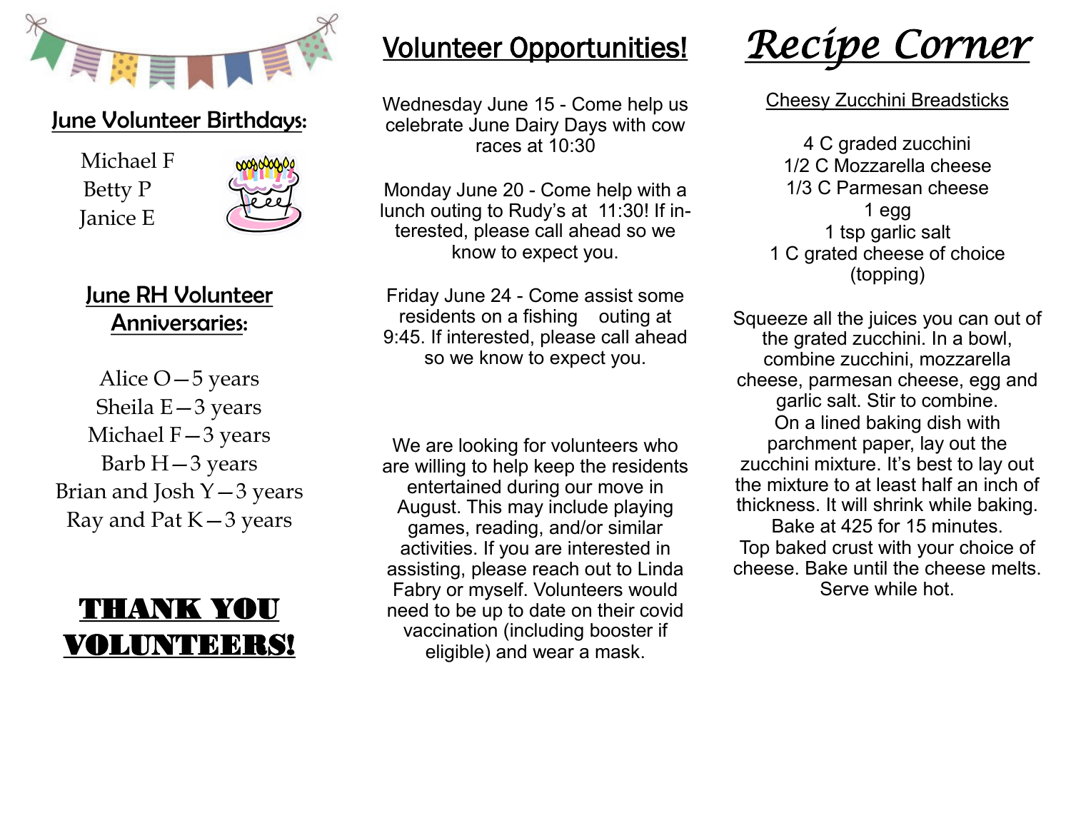## June Volunteer Birthdays:

Michael F
Betty P
Janice E

## June RH Volunteer Anniversaries:

Alice O—5 years
Sheila E—3 years
Michael F—3 years
Barb H—3 years
Brian and Josh Y—3 years
Ray and Pat K—3 years

## THANK YOU VOLUNTEERS!

## Volunteer Opportunities!

Wednesday June 15 - Come help us celebrate June Dairy Days with cow races at 10:30

Monday June 20 - Come help with a lunch outing to Rudy's at 11:30! If interested, please call ahead so we know to expect you.

Friday June 24 - Come assist some residents on a fishing outing at 9:45. If interested, please call ahead so we know to expect you.

We are looking for volunteers who are willing to help keep the residents entertained during our move in August. This may include playing games, reading, and/or similar activities. If you are interested in assisting, please reach out to Linda Fabry or myself. Volunteers would need to be up to date on their covid vaccination (including booster if eligible) and wear a mask.

# *Recipe Corner*

### Cheesy Zucchini Breadsticks

4 C graded zucchini
1/2 C Mozzarella cheese
1/3 C Parmesan cheese
1 egg
1 tsp garlic salt
1 C grated cheese of choice (topping)

Squeeze all the juices you can out of the grated zucchini. In a bowl, combine zucchini, mozzarella cheese, parmesan cheese, egg and garlic salt. Stir to combine. On a lined baking dish with parchment paper, lay out the zucchini mixture. It's best to lay out the mixture to at least half an inch of thickness. It will shrink while baking. Bake at 425 for 15 minutes. Top baked crust with your choice of cheese. Bake until the cheese melts. Serve while hot.